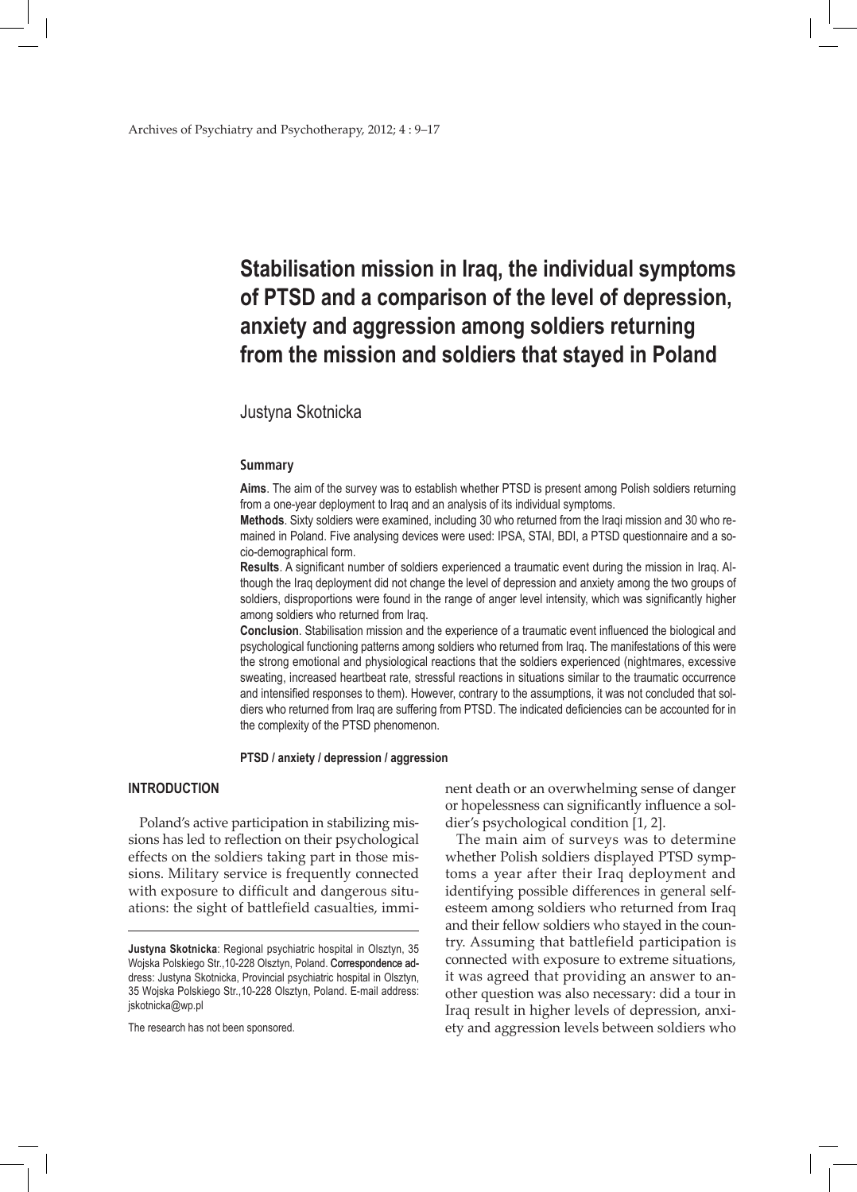# Stabilisation mission in Iraq, the individual symptoms of PTSD and a comparison of the level of depression, anxiety and aggression among soldiers returning from the mission and soldiers that stayed in Poland

Justyna Skotnicka

### Summary

**Aims**. The aim of the survey was to establish whether PTSD is present among Polish soldiers returning from a one-year deployment to Iraq and an analysis of its individual symptoms.

**Methods**. Sixty soldiers were examined, including 30 who returned from the Iraqi mission and 30 who remained in Poland. Five analysing devices were used: IPSA, STAI, BDI, a PTSD questionnaire and a socio-demographical form.

**Results**. A significant number of soldiers experienced a traumatic event during the mission in Iraq. Although the Iraq deployment did not change the level of depression and anxiety among the two groups of soldiers, disproportions were found in the range of anger level intensity, which was significantly higher among soldiers who returned from Iraq.

**Conclusion**. Stabilisation mission and the experience of a traumatic event influenced the biological and psychological functioning patterns among soldiers who returned from Iraq. The manifestations of this were the strong emotional and physiological reactions that the soldiers experienced (nightmares, excessive sweating, increased heartbeat rate, stressful reactions in situations similar to the traumatic occurrence and intensified responses to them). However, contrary to the assumptions, it was not concluded that soldiers who returned from Iraq are suffering from PTSD. The indicated deficiencies can be accounted for in the complexity of the PTSD phenomenon.

**PTSD / anxiety / depression / aggression**

## INTRODUCTION

Poland's active participation in stabilizing missions has led to reflection on their psychological effects on the soldiers taking part in those missions. Military service is frequently connected with exposure to difficult and dangerous situations: the sight of battlefield casualties, imminent death or an overwhelming sense of danger or hopelessness can significantly influence a soldier's psychological condition [1, 2].

The main aim of surveys was to determine whether Polish soldiers displayed PTSD symptoms a year after their Iraq deployment and identifying possible differences in general self-esteem among soldiers who returned from Iraq and their fellow soldiers who stayed in the country. Assuming that battlefield participation is connected with exposure to extreme situations, it was agreed that providing an answer to another question was also necessary: did a tour in Iraq result in higher levels of depression, anxiety and aggression levels between soldiers who

---

**Justyna Skotnicka**: Regional psychiatric hospital in Olsztyn, 35 Wojska Polskiego Str.,10-228 Olsztyn, Poland. **Correspondence address**: Justyna Skotnicka, Provincial psychiatric hospital in Olsztyn, 35 Wojska Polskiego Str.,10-228 Olsztyn, Poland. E-mail address: jskotnicka@wp.pl

The research has not been sponsored.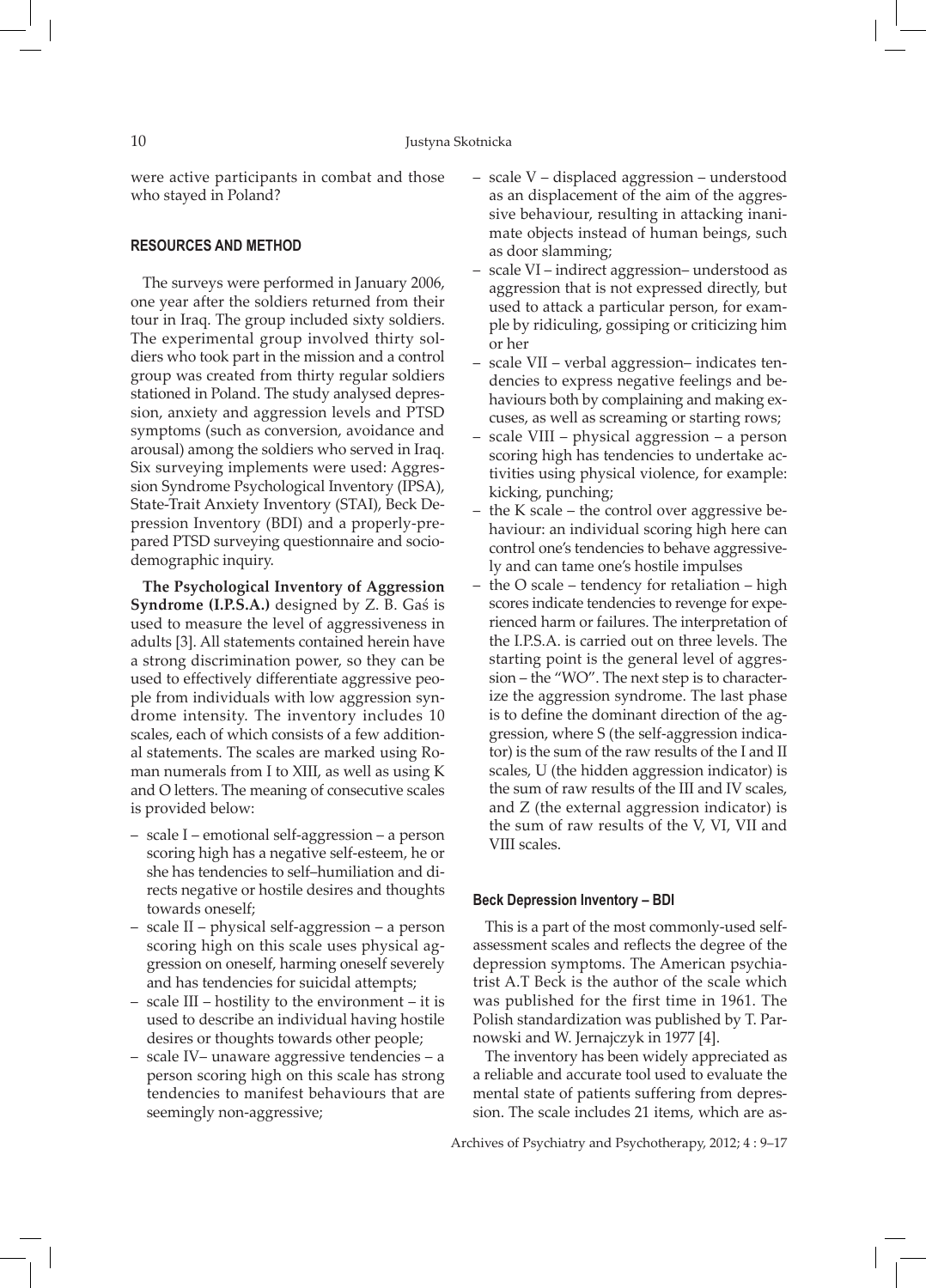were active participants in combat and those who stayed in Poland?

## RESOURCES AND METHOD

The surveys were performed in January 2006, one year after the soldiers returned from their tour in Iraq. The group included sixty soldiers. The experimental group involved thirty soldiers who took part in the mission and a control group was created from thirty regular soldiers stationed in Poland. The study analysed depression, anxiety and aggression levels and PTSD symptoms (such as conversion, avoidance and arousal) among the soldiers who served in Iraq. Six surveying implements were used: Aggression Syndrome Psychological Inventory (IPSA), State-Trait Anxiety Inventory (STAI), Beck Depression Inventory (BDI) and a properly-prepared PTSD surveying questionnaire and sociodemographic inquiry.

**The Psychological Inventory of Aggression Syndrome (I.P.S.A.)** designed by Z. B. Gaś is used to measure the level of aggressiveness in adults [3]. All statements contained herein have a strong discrimination power, so they can be used to effectively differentiate aggressive people from individuals with low aggression syndrome intensity. The inventory includes 10 scales, each of which consists of a few additional statements. The scales are marked using Roman numerals from I to XIII, as well as using K and O letters. The meaning of consecutive scales is provided below:

- scale I – emotional self-aggression – a person scoring high has a negative self-esteem, he or she has tendencies to self–humiliation and directs negative or hostile desires and thoughts towards oneself;
- scale II – physical self-aggression – a person scoring high on this scale uses physical aggression on oneself, harming oneself severely and has tendencies for suicidal attempts;
- scale III – hostility to the environment – it is used to describe an individual having hostile desires or thoughts towards other people;
- scale IV– unaware aggressive tendencies – a person scoring high on this scale has strong tendencies to manifest behaviours that are seemingly non-aggressive;
- scale V – displaced aggression – understood as an displacement of the aim of the aggressive behaviour, resulting in attacking inanimate objects instead of human beings, such as door slamming;
- scale VI – indirect aggression– understood as aggression that is not expressed directly, but used to attack a particular person, for example by ridiculing, gossiping or criticizing him or her
- scale VII – verbal aggression– indicates tendencies to express negative feelings and behaviours both by complaining and making excuses, as well as screaming or starting rows;
- scale VIII – physical aggression – a person scoring high has tendencies to undertake activities using physical violence, for example: kicking, punching;
- the K scale – the control over aggressive behaviour: an individual scoring high here can control one's tendencies to behave aggressively and can tame one's hostile impulses
- the O scale – tendency for retaliation – high scores indicate tendencies to revenge for experienced harm or failures. The interpretation of the I.P.S.A. is carried out on three levels. The starting point is the general level of aggression – the "WO". The next step is to characterize the aggression syndrome. The last phase is to define the dominant direction of the aggression, where S (the self-aggression indicator) is the sum of the raw results of the I and II scales, U (the hidden aggression indicator) is the sum of raw results of the III and IV scales, and Z (the external aggression indicator) is the sum of raw results of the V, VI, VII and VIII scales.

### Beck Depression Inventory – BDI

This is a part of the most commonly-used self-assessment scales and reflects the degree of the depression symptoms. The American psychiatrist A.T Beck is the author of the scale which was published for the first time in 1961. The Polish standardization was published by T. Parnowski and W. Jernajczyk in 1977 [4].

The inventory has been widely appreciated as a reliable and accurate tool used to evaluate the mental state of patients suffering from depression. The scale includes 21 items, which are as-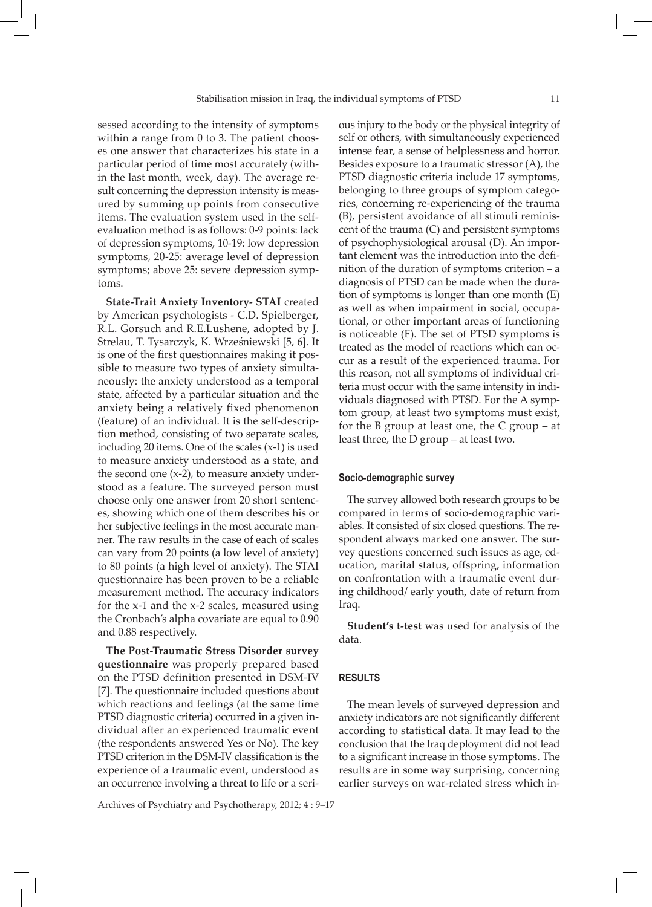sessed according to the intensity of symptoms within a range from 0 to 3. The patient chooses one answer that characterizes his state in a particular period of time most accurately (within the last month, week, day). The average result concerning the depression intensity is measured by summing up points from consecutive items. The evaluation system used in the self-evaluation method is as follows: 0-9 points: lack of depression symptoms, 10-19: low depression symptoms, 20-25: average level of depression symptoms; above 25: severe depression symptoms.

**State-Trait Anxiety Inventory- STAI** created by American psychologists - C.D. Spielberger, R.L. Gorsuch and R.E.Lushene, adopted by J. Strelau, T. Tysarczyk, K. Wrześniewski [5, 6]. It is one of the first questionnaires making it possible to measure two types of anxiety simultaneously: the anxiety understood as a temporal state, affected by a particular situation and the anxiety being a relatively fixed phenomenon (feature) of an individual. It is the self-description method, consisting of two separate scales, including 20 items. One of the scales (x-1) is used to measure anxiety understood as a state, and the second one (x-2), to measure anxiety understood as a feature. The surveyed person must choose only one answer from 20 short sentences, showing which one of them describes his or her subjective feelings in the most accurate manner. The raw results in the case of each of scales can vary from 20 points (a low level of anxiety) to 80 points (a high level of anxiety). The STAI questionnaire has been proven to be a reliable measurement method. The accuracy indicators for the x-1 and the x-2 scales, measured using the Cronbach's alpha covariate are equal to 0.90 and 0.88 respectively.

**The Post-Traumatic Stress Disorder survey questionnaire** was properly prepared based on the PTSD definition presented in DSM-IV [7]. The questionnaire included questions about which reactions and feelings (at the same time PTSD diagnostic criteria) occurred in a given individual after an experienced traumatic event (the respondents answered Yes or No). The key PTSD criterion in the DSM-IV classification is the experience of a traumatic event, understood as an occurrence involving a threat to life or a serious injury to the body or the physical integrity of self or others, with simultaneously experienced intense fear, a sense of helplessness and horror. Besides exposure to a traumatic stressor (A), the PTSD diagnostic criteria include 17 symptoms, belonging to three groups of symptom categories, concerning re-experiencing of the trauma (B), persistent avoidance of all stimuli reminiscent of the trauma (C) and persistent symptoms of psychophysiological arousal (D). An important element was the introduction into the definition of the duration of symptoms criterion – a diagnosis of PTSD can be made when the duration of symptoms is longer than one month (E) as well as when impairment in social, occupational, or other important areas of functioning is noticeable (F). The set of PTSD symptoms is treated as the model of reactions which can occur as a result of the experienced trauma. For this reason, not all symptoms of individual criteria must occur with the same intensity in individuals diagnosed with PTSD. For the A symptom group, at least two symptoms must exist, for the B group at least one, the C group – at least three, the D group – at least two.

#### Socio-demographic survey

The survey allowed both research groups to be compared in terms of socio-demographic variables. It consisted of six closed questions. The respondent always marked one answer. The survey questions concerned such issues as age, education, marital status, offspring, information on confrontation with a traumatic event during childhood/ early youth, date of return from Iraq.

**Student's t-test** was used for analysis of the data.

### RESULTS

The mean levels of surveyed depression and anxiety indicators are not significantly different according to statistical data. It may lead to the conclusion that the Iraq deployment did not lead to a significant increase in those symptoms. The results are in some way surprising, concerning earlier surveys on war-related stress which in-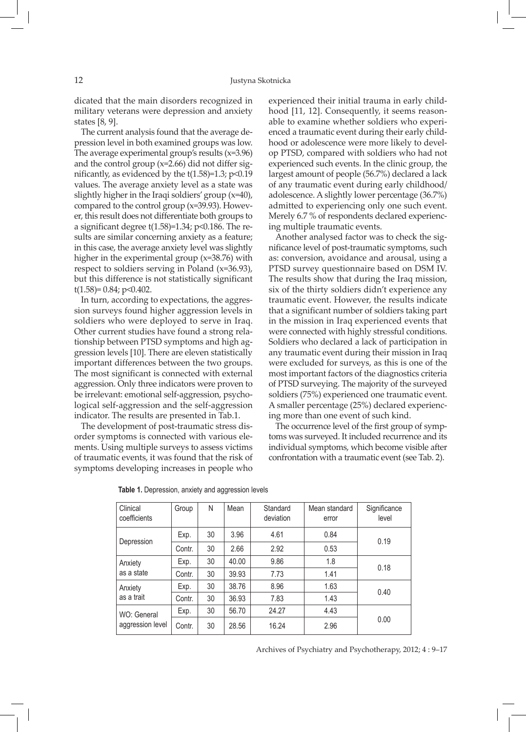dicated that the main disorders recognized in military veterans were depression and anxiety states [8, 9].

The current analysis found that the average depression level in both examined groups was low. The average experimental group's results (x=3.96) and the control group (x=2.66) did not differ significantly, as evidenced by the $t(1.58)=1.3$; $p<0.19$ values. The average anxiety level as a state was slightly higher in the Iraqi soldiers' group (x=40), compared to the control group (x=39.93). However, this result does not differentiate both groups to a significant degree $t(1.58)=1.34$; $p<0.186$. The results are similar concerning anxiety as a feature; in this case, the average anxiety level was slightly higher in the experimental group (x=38.76) with respect to soldiers serving in Poland (x=36.93), but this difference is not statistically significant $t(1.58)= 0.84$; $p<0.402$.

In turn, according to expectations, the aggression surveys found higher aggression levels in soldiers who were deployed to serve in Iraq. Other current studies have found a strong relationship between PTSD symptoms and high aggression levels [10]. There are eleven statistically important differences between the two groups. The most significant is connected with external aggression. Only three indicators were proven to be irrelevant: emotional self-aggression, psychological self-aggression and the self-aggression indicator. The results are presented in Tab.1.

The development of post-traumatic stress disorder symptoms is connected with various elements. Using multiple surveys to assess victims of traumatic events, it was found that the risk of symptoms developing increases in people who experienced their initial trauma in early childhood [11, 12]. Consequently, it seems reasonable to examine whether soldiers who experienced a traumatic event during their early childhood or adolescence were more likely to develop PTSD, compared with soldiers who had not experienced such events. In the clinic group, the largest amount of people (56.7%) declared a lack of any traumatic event during early childhood/adolescence. A slightly lower percentage (36.7%) admitted to experiencing only one such event. Merely 6.7 % of respondents declared experiencing multiple traumatic events.

Another analysed factor was to check the significance level of post-traumatic symptoms, such as: conversion, avoidance and arousal, using a PTSD survey questionnaire based on DSM IV. The results show that during the Iraq mission, six of the thirty soldiers didn't experience any traumatic event. However, the results indicate that a significant number of soldiers taking part in the mission in Iraq experienced events that were connected with highly stressful conditions. Soldiers who declared a lack of participation in any traumatic event during their mission in Iraq were excluded for surveys, as this is one of the most important factors of the diagnostics criteria of PTSD surveying. The majority of the surveyed soldiers (75%) experienced one traumatic event. A smaller percentage (25%) declared experiencing more than one event of such kind.

The occurrence level of the first group of symptoms was surveyed. It included recurrence and its individual symptoms, which become visible after confrontation with a traumatic event (see Tab. 2).

**Table 1.** Depression, anxiety and aggression levels

| Clinical coefficients | Group | N | Mean | Standard deviation | Mean standard error | Significance level |
|---|---|---|---|---|---|---|
| Depression | Exp. | 30 | 3.96 | 4.61 | 0.84 | 0.19 |
| | Contr. | 30 | 2.66 | 2.92 | 0.53 | |
| Anxiety as a state | Exp. | 30 | 40.00 | 9.86 | 1.8 | 0.18 |
| | Contr. | 30 | 39.93 | 7.73 | 1.41 | |
| Anxiety as a trait | Exp. | 30 | 38.76 | 8.96 | 1.63 | 0.40 |
| | Contr. | 30 | 36.93 | 7.83 | 1.43 | |
| WO: General aggression level | Exp. | 30 | 56.70 | 24.27 | 4.43 | 0.00 |
| | Contr. | 30 | 28.56 | 16.24 | 2.96 | |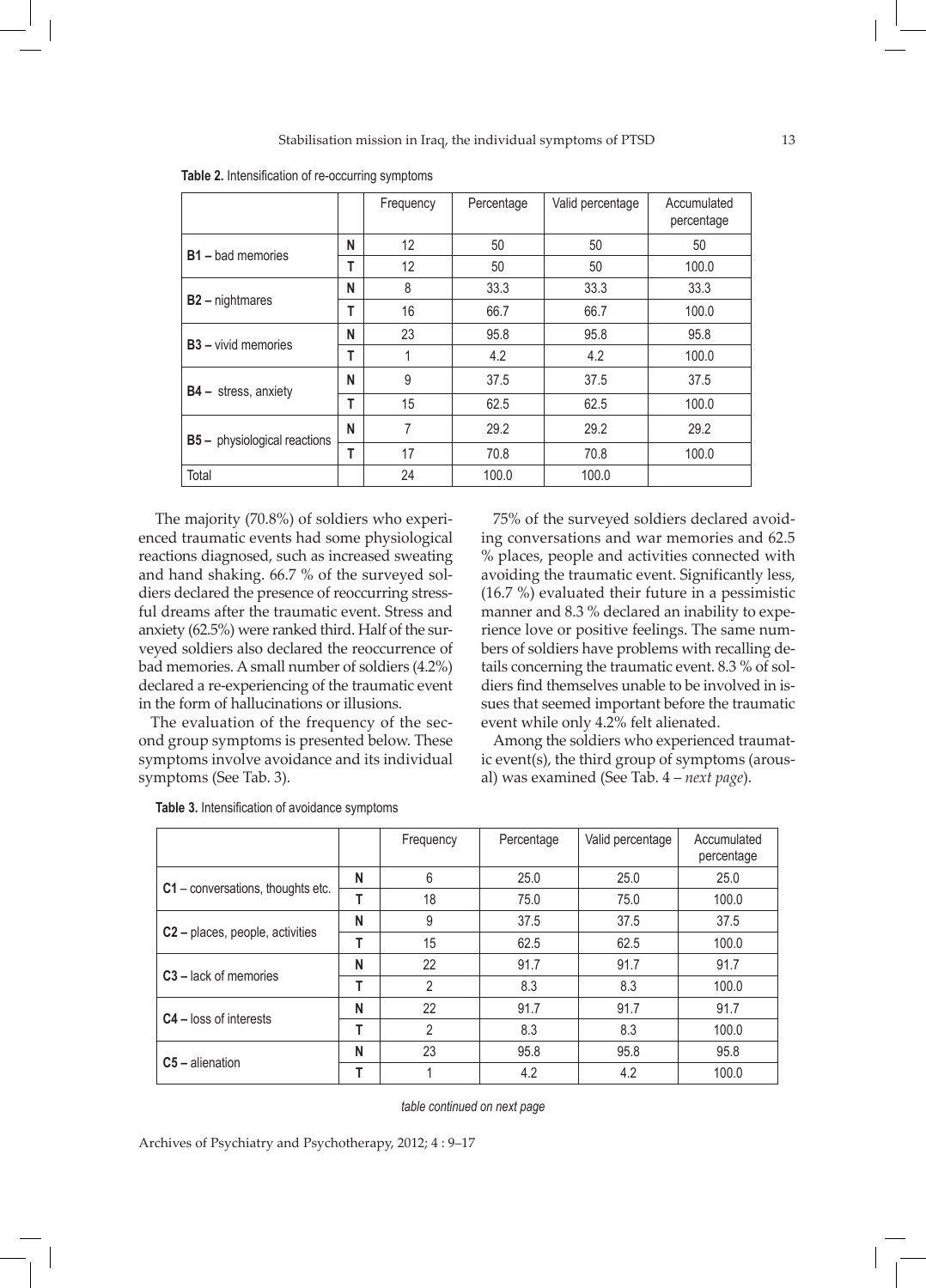**Table 2.** Intensification of re-occurring symptoms

| | | Frequency | Percentage | Valid percentage | Accumulated percentage |
|---|---|---|---|---|---|
| **B1 –** bad memories | **N** | 12 | 50 | 50 | 50 |
| | **T** | 12 | 50 | 50 | 100.0 |
| **B2 –** nightmares | **N** | 8 | 33.3 | 33.3 | 33.3 |
| | **T** | 16 | 66.7 | 66.7 | 100.0 |
| **B3 –** vivid memories | **N** | 23 | 95.8 | 95.8 | 95.8 |
| | **T** | 1 | 4.2 | 4.2 | 100.0 |
| **B4 –** stress, anxiety | **N** | 9 | 37.5 | 37.5 | 37.5 |
| | **T** | 15 | 62.5 | 62.5 | 100.0 |
| **B5 –** physiological reactions | **N** | 7 | 29.2 | 29.2 | 29.2 |
| | **T** | 17 | 70.8 | 70.8 | 100.0 |
| Total | | 24 | 100.0 | 100.0 | |

The majority (70.8%) of soldiers who experienced traumatic events had some physiological reactions diagnosed, such as increased sweating and hand shaking. 66.7 % of the surveyed soldiers declared the presence of reoccurring stressful dreams after the traumatic event. Stress and anxiety (62.5%) were ranked third. Half of the surveyed soldiers also declared the reoccurrence of bad memories. A small number of soldiers (4.2%) declared a re-experiencing of the traumatic event in the form of hallucinations or illusions.

The evaluation of the frequency of the second group symptoms is presented below. These symptoms involve avoidance and its individual symptoms (See Tab. 3).

75% of the surveyed soldiers declared avoiding conversations and war memories and 62.5 % places, people and activities connected with avoiding the traumatic event. Significantly less, (16.7 %) evaluated their future in a pessimistic manner and 8.3 % declared an inability to experience love or positive feelings. The same numbers of soldiers have problems with recalling details concerning the traumatic event. 8.3 % of soldiers find themselves unable to be involved in issues that seemed important before the traumatic event while only 4.2% felt alienated.

Among the soldiers who experienced traumatic event(s), the third group of symptoms (arousal) was examined (See Tab. 4 – *next page*).

**Table 3.** Intensification of avoidance symptoms

| | | Frequency | Percentage | Valid percentage | Accumulated percentage |
|---|---|---|---|---|---|
| **C1** – conversations, thoughts etc. | **N** | 6 | 25.0 | 25.0 | 25.0 |
| | **T** | 18 | 75.0 | 75.0 | 100.0 |
| **C2 –** places, people, activities | **N** | 9 | 37.5 | 37.5 | 37.5 |
| | **T** | 15 | 62.5 | 62.5 | 100.0 |
| **C3 –** lack of memories | **N** | 22 | 91.7 | 91.7 | 91.7 |
| | **T** | 2 | 8.3 | 8.3 | 100.0 |
| **C4 –** loss of interests | **N** | 22 | 91.7 | 91.7 | 91.7 |
| | **T** | 2 | 8.3 | 8.3 | 100.0 |
| **C5 –** alienation | **N** | 23 | 95.8 | 95.8 | 95.8 |
| | **T** | 1 | 4.2 | 4.2 | 100.0 |

*table continued on next page*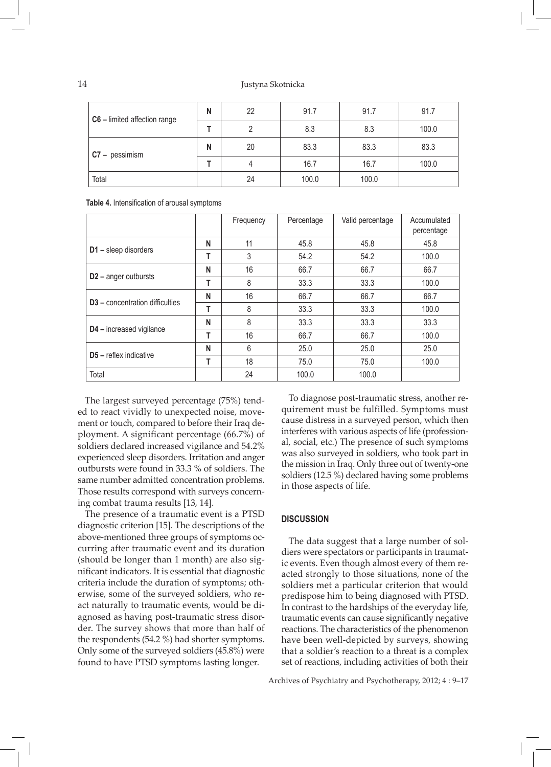| | | | | | |
|---|---|---|---|---|---|
| **C6 –** limited affection range | N | 22 | 91.7 | 91.7 | 91.7 |
| | T | 2 | 8.3 | 8.3 | 100.0 |
| **C7 –** pessimism | N | 20 | 83.3 | 83.3 | 83.3 |
| | T | 4 | 16.7 | 16.7 | 100.0 |
| Total | | 24 | 100.0 | 100.0 | |

**Table 4.** Intensification of arousal symptoms

| | | Frequency | Percentage | Valid percentage | Accumulated percentage |
|---|---|---|---|---|---|
| **D1 –** sleep disorders | N | 11 | 45.8 | 45.8 | 45.8 |
| | T | 3 | 54.2 | 54.2 | 100.0 |
| **D2 –** anger outbursts | N | 16 | 66.7 | 66.7 | 66.7 |
| | T | 8 | 33.3 | 33.3 | 100.0 |
| **D3 –** concentration difficulties | N | 16 | 66.7 | 66.7 | 66.7 |
| | T | 8 | 33.3 | 33.3 | 100.0 |
| **D4 –** increased vigilance | N | 8 | 33.3 | 33.3 | 33.3 |
| | T | 16 | 66.7 | 66.7 | 100.0 |
| **D5 –** reflex indicative | N | 6 | 25.0 | 25.0 | 25.0 |
| | T | 18 | 75.0 | 75.0 | 100.0 |
| Total | | 24 | 100.0 | 100.0 | |

The largest surveyed percentage (75%) tended to react vividly to unexpected noise, movement or touch, compared to before their Iraq deployment. A significant percentage (66.7%) of soldiers declared increased vigilance and 54.2% experienced sleep disorders. Irritation and anger outbursts were found in 33.3 % of soldiers. The same number admitted concentration problems. Those results correspond with surveys concerning combat trauma results [13, 14].

The presence of a traumatic event is a PTSD diagnostic criterion [15]. The descriptions of the above-mentioned three groups of symptoms occurring after traumatic event and its duration (should be longer than 1 month) are also significant indicators. It is essential that diagnostic criteria include the duration of symptoms; otherwise, some of the surveyed soldiers, who react naturally to traumatic events, would be diagnosed as having post-traumatic stress disorder. The survey shows that more than half of the respondents (54.2 %) had shorter symptoms. Only some of the surveyed soldiers (45.8%) were found to have PTSD symptoms lasting longer.

To diagnose post-traumatic stress, another requirement must be fulfilled. Symptoms must cause distress in a surveyed person, which then interferes with various aspects of life (professional, social, etc.) The presence of such symptoms was also surveyed in soldiers, who took part in the mission in Iraq. Only three out of twenty-one soldiers (12.5 %) declared having some problems in those aspects of life.

## DISCUSSION

The data suggest that a large number of soldiers were spectators or participants in traumatic events. Even though almost every of them reacted strongly to those situations, none of the soldiers met a particular criterion that would predispose him to being diagnosed with PTSD. In contrast to the hardships of the everyday life, traumatic events can cause significantly negative reactions. The characteristics of the phenomenon have been well-depicted by surveys, showing that a soldier's reaction to a threat is a complex set of reactions, including activities of both their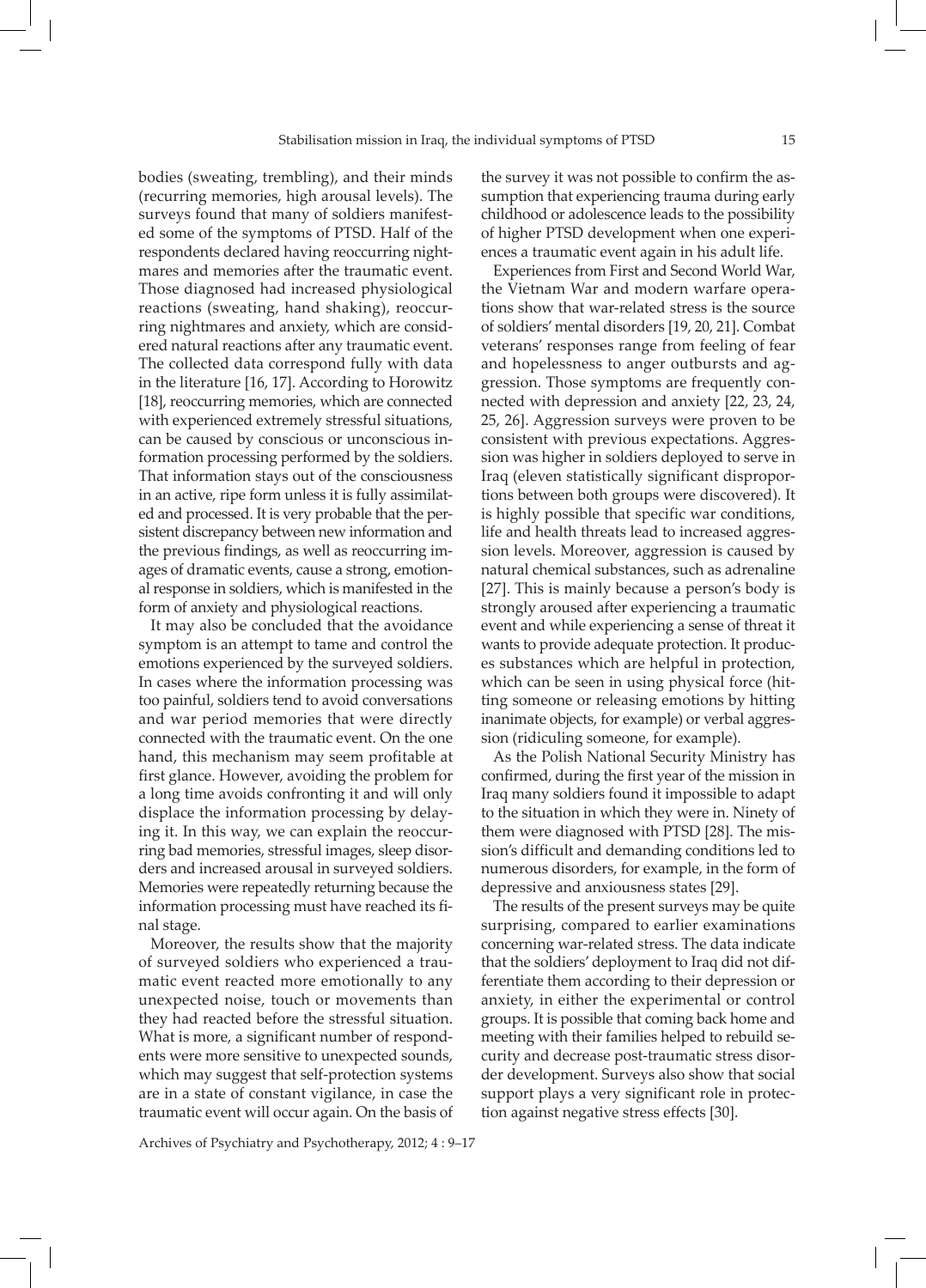bodies (sweating, trembling), and their minds (recurring memories, high arousal levels). The surveys found that many of soldiers manifested some of the symptoms of PTSD. Half of the respondents declared having reoccurring nightmares and memories after the traumatic event. Those diagnosed had increased physiological reactions (sweating, hand shaking), reoccurring nightmares and anxiety, which are considered natural reactions after any traumatic event. The collected data correspond fully with data in the literature [16, 17]. According to Horowitz [18], reoccurring memories, which are connected with experienced extremely stressful situations, can be caused by conscious or unconscious information processing performed by the soldiers. That information stays out of the consciousness in an active, ripe form unless it is fully assimilated and processed. It is very probable that the persistent discrepancy between new information and the previous findings, as well as reoccurring images of dramatic events, cause a strong, emotional response in soldiers, which is manifested in the form of anxiety and physiological reactions.

It may also be concluded that the avoidance symptom is an attempt to tame and control the emotions experienced by the surveyed soldiers. In cases where the information processing was too painful, soldiers tend to avoid conversations and war period memories that were directly connected with the traumatic event. On the one hand, this mechanism may seem profitable at first glance. However, avoiding the problem for a long time avoids confronting it and will only displace the information processing by delaying it. In this way, we can explain the reoccurring bad memories, stressful images, sleep disorders and increased arousal in surveyed soldiers. Memories were repeatedly returning because the information processing must have reached its final stage.

Moreover, the results show that the majority of surveyed soldiers who experienced a traumatic event reacted more emotionally to any unexpected noise, touch or movements than they had reacted before the stressful situation. What is more, a significant number of respondents were more sensitive to unexpected sounds, which may suggest that self-protection systems are in a state of constant vigilance, in case the traumatic event will occur again. On the basis of the survey it was not possible to confirm the assumption that experiencing trauma during early childhood or adolescence leads to the possibility of higher PTSD development when one experiences a traumatic event again in his adult life.

Experiences from First and Second World War, the Vietnam War and modern warfare operations show that war-related stress is the source of soldiers' mental disorders [19, 20, 21]. Combat veterans' responses range from feeling of fear and hopelessness to anger outbursts and aggression. Those symptoms are frequently connected with depression and anxiety [22, 23, 24, 25, 26]. Aggression surveys were proven to be consistent with previous expectations. Aggression was higher in soldiers deployed to serve in Iraq (eleven statistically significant disproportions between both groups were discovered). It is highly possible that specific war conditions, life and health threats lead to increased aggression levels. Moreover, aggression is caused by natural chemical substances, such as adrenaline [27]. This is mainly because a person's body is strongly aroused after experiencing a traumatic event and while experiencing a sense of threat it wants to provide adequate protection. It produces substances which are helpful in protection, which can be seen in using physical force (hitting someone or releasing emotions by hitting inanimate objects, for example) or verbal aggression (ridiculing someone, for example).

As the Polish National Security Ministry has confirmed, during the first year of the mission in Iraq many soldiers found it impossible to adapt to the situation in which they were in. Ninety of them were diagnosed with PTSD [28]. The mission's difficult and demanding conditions led to numerous disorders, for example, in the form of depressive and anxiousness states [29].

The results of the present surveys may be quite surprising, compared to earlier examinations concerning war-related stress. The data indicate that the soldiers' deployment to Iraq did not differentiate them according to their depression or anxiety, in either the experimental or control groups. It is possible that coming back home and meeting with their families helped to rebuild security and decrease post-traumatic stress disorder development. Surveys also show that social support plays a very significant role in protection against negative stress effects [30].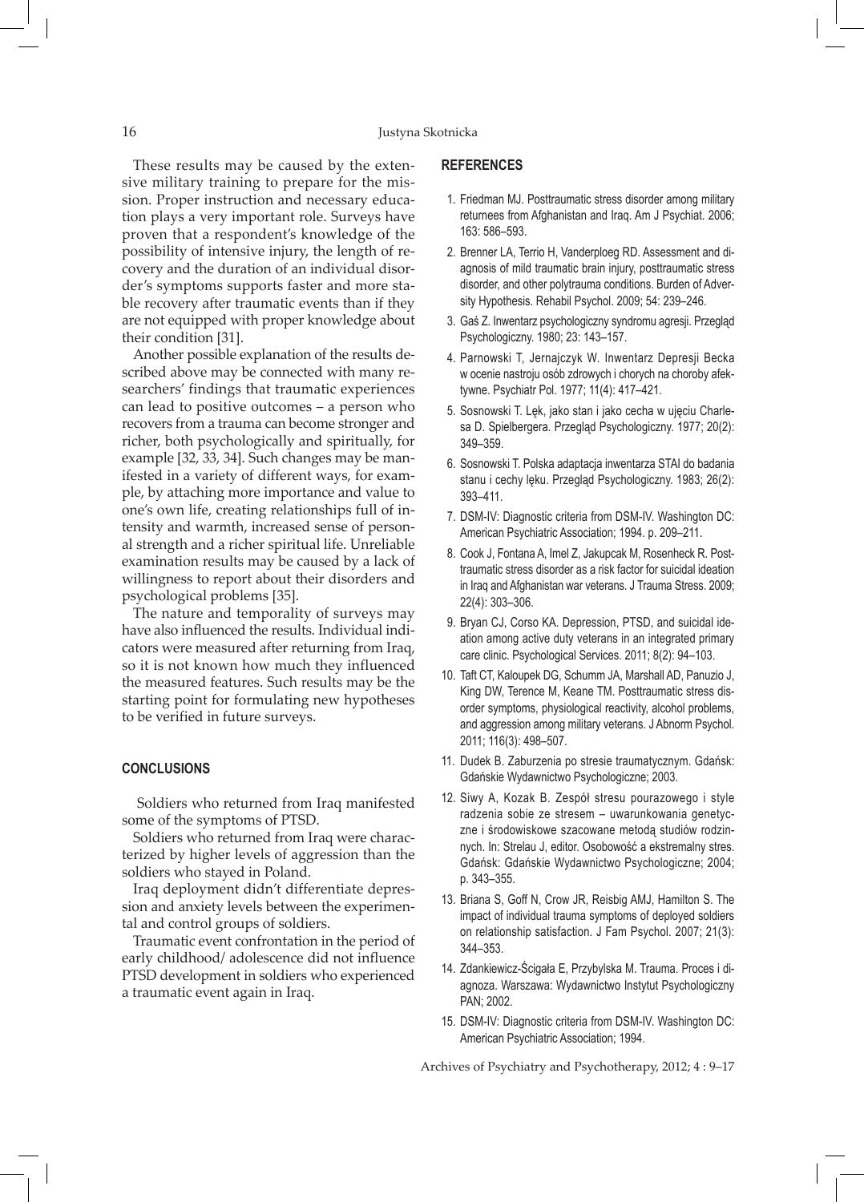These results may be caused by the extensive military training to prepare for the mission. Proper instruction and necessary education plays a very important role. Surveys have proven that a respondent's knowledge of the possibility of intensive injury, the length of recovery and the duration of an individual disorder's symptoms supports faster and more stable recovery after traumatic events than if they are not equipped with proper knowledge about their condition [31].

Another possible explanation of the results described above may be connected with many researchers' findings that traumatic experiences can lead to positive outcomes – a person who recovers from a trauma can become stronger and richer, both psychologically and spiritually, for example [32, 33, 34]. Such changes may be manifested in a variety of different ways, for example, by attaching more importance and value to one's own life, creating relationships full of intensity and warmth, increased sense of personal strength and a richer spiritual life. Unreliable examination results may be caused by a lack of willingness to report about their disorders and psychological problems [35].

The nature and temporality of surveys may have also influenced the results. Individual indicators were measured after returning from Iraq, so it is not known how much they influenced the measured features. Such results may be the starting point for formulating new hypotheses to be verified in future surveys.

## CONCLUSIONS

Soldiers who returned from Iraq manifested some of the symptoms of PTSD.

Soldiers who returned from Iraq were characterized by higher levels of aggression than the soldiers who stayed in Poland.

Iraq deployment didn't differentiate depression and anxiety levels between the experimental and control groups of soldiers.

Traumatic event confrontation in the period of early childhood/ adolescence did not influence PTSD development in soldiers who experienced a traumatic event again in Iraq.

## REFERENCES

1. Friedman MJ. Posttraumatic stress disorder among military returnees from Afghanistan and Iraq. Am J Psychiat. 2006; 163: 586–593.
2. Brenner LA, Terrio H, Vanderploeg RD. Assessment and diagnosis of mild traumatic brain injury, posttraumatic stress disorder, and other polytrauma conditions. Burden of Adversity Hypothesis. Rehabil Psychol. 2009; 54: 239–246.
3. Gaś Z. Inwentarz psychologiczny syndromu agresji. Przegląd Psychologiczny. 1980; 23: 143–157.
4. Parnowski T, Jernajczyk W. Inwentarz Depresji Becka w ocenie nastroju osób zdrowych i chorych na choroby afektywne. Psychiatr Pol. 1977; 11(4): 417–421.
5. Sosnowski T. Lęk, jako stan i jako cecha w ujęciu Charlesa D. Spielbergera. Przegląd Psychologiczny. 1977; 20(2): 349–359.
6. Sosnowski T. Polska adaptacja inwentarza STAI do badania stanu i cechy lęku. Przegląd Psychologiczny. 1983; 26(2): 393–411.
7. DSM-IV: Diagnostic criteria from DSM-IV. Washington DC: American Psychiatric Association; 1994. p. 209–211.
8. Cook J, Fontana A, Imel Z, Jakupcak M, Rosenheck R. Posttraumatic stress disorder as a risk factor for suicidal ideation in Iraq and Afghanistan war veterans. J Trauma Stress. 2009; 22(4): 303–306.
9. Bryan CJ, Corso KA. Depression, PTSD, and suicidal ideation among active duty veterans in an integrated primary care clinic. Psychological Services. 2011; 8(2): 94–103.
10. Taft CT, Kaloupek DG, Schumm JA, Marshall AD, Panuzio J, King DW, Terence M, Keane TM. Posttraumatic stress disorder symptoms, physiological reactivity, alcohol problems, and aggression among military veterans. J Abnorm Psychol. 2011; 116(3): 498–507.
11. Dudek B. Zaburzenia po stresie traumatycznym. Gdańsk: Gdańskie Wydawnictwo Psychologiczne; 2003.
12. Siwy A, Kozak B. Zespół stresu pourazowego i style radzenia sobie ze stresem – uwarunkowania genetyczne i środowiskowe szacowane metodą studiów rodzinnych. In: Strelau J, editor. Osobowość a ekstremalny stres. Gdańsk: Gdańskie Wydawnictwo Psychologiczne; 2004; p. 343–355.
13. Briana S, Goff N, Crow JR, Reisbig AMJ, Hamilton S. The impact of individual trauma symptoms of deployed soldiers on relationship satisfaction. J Fam Psychol. 2007; 21(3): 344–353.
14. Zdankiewicz-Ścigała E, Przybylska M. Trauma. Proces i diagnoza. Warszawa: Wydawnictwo Instytut Psychologiczny PAN; 2002.
15. DSM-IV: Diagnostic criteria from DSM-IV. Washington DC: American Psychiatric Association; 1994.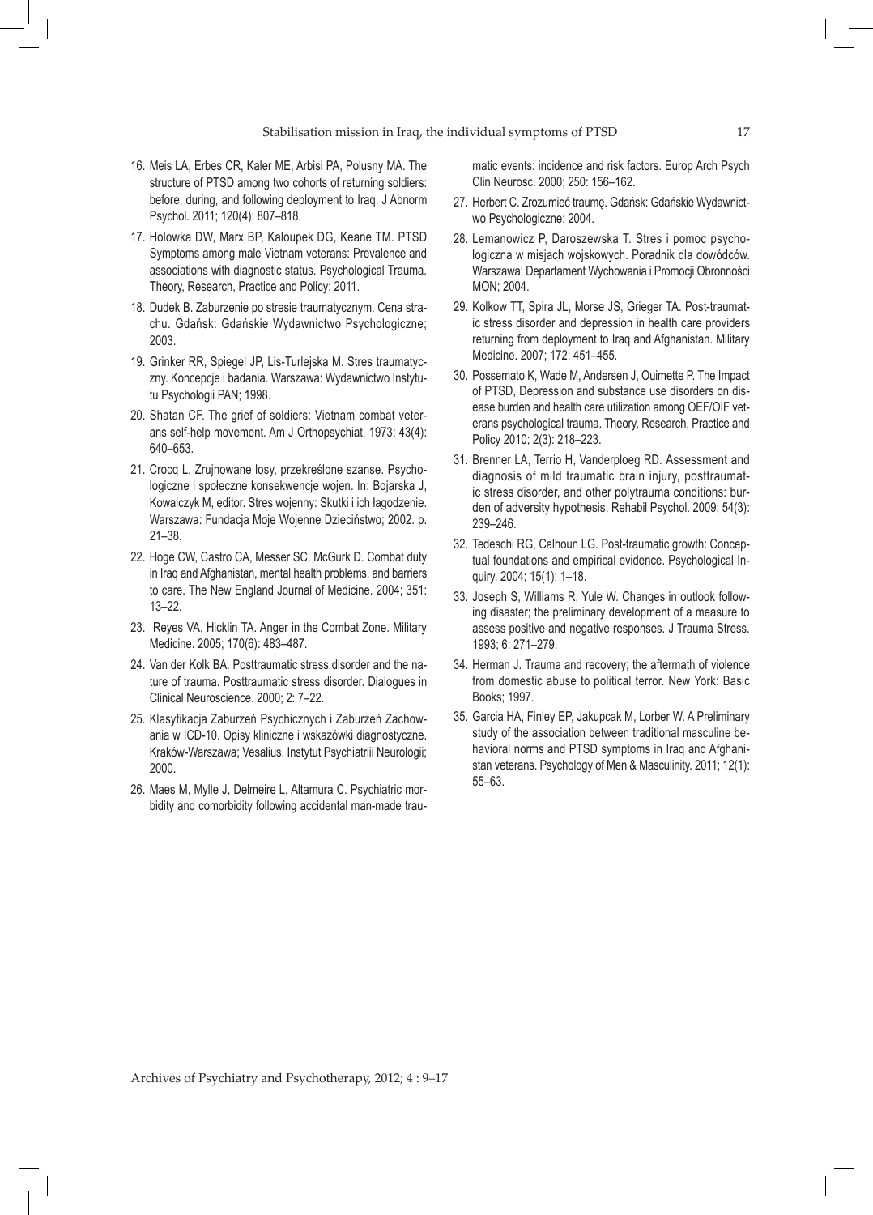16. Meis LA, Erbes CR, Kaler ME, Arbisi PA, Polusny MA. The structure of PTSD among two cohorts of returning soldiers: before, during, and following deployment to Iraq. J Abnorm Psychol. 2011; 120(4): 807–818.
17. Holowka DW, Marx BP, Kaloupek DG, Keane TM. PTSD Symptoms among male Vietnam veterans: Prevalence and associations with diagnostic status. Psychological Trauma. Theory, Research, Practice and Policy; 2011.
18. Dudek B. Zaburzenie po stresie traumatycznym. Cena strachu. Gdańsk: Gdańskie Wydawnictwo Psychologiczne; 2003.
19. Grinker RR, Spiegel JP, Lis-Turlejska M. Stres traumatyczny. Koncepcje i badania. Warszawa: Wydawnictwo Instytutu Psychologii PAN; 1998.
20. Shatan CF. The grief of soldiers: Vietnam combat veterans self-help movement. Am J Orthopsychiat. 1973; 43(4): 640–653.
21. Crocq L. Zrujnowane losy, przekreślone szanse. Psychologiczne i społeczne konsekwencje wojen. In: Bojarska J, Kowalczyk M, editor. Stres wojenny: Skutki i ich łagodzenie. Warszawa: Fundacja Moje Wojenne Dzieciństwo; 2002. p. 21–38.
22. Hoge CW, Castro CA, Messer SC, McGurk D. Combat duty in Iraq and Afghanistan, mental health problems, and barriers to care. The New England Journal of Medicine. 2004; 351: 13–22.
23. Reyes VA, Hicklin TA. Anger in the Combat Zone. Military Medicine. 2005; 170(6): 483–487.
24. Van der Kolk BA. Posttraumatic stress disorder and the nature of trauma. Posttraumatic stress disorder. Dialogues in Clinical Neuroscience. 2000; 2: 7–22.
25. Klasyfikacja Zaburzeń Psychicznych i Zaburzeń Zachowania w ICD-10. Opisy kliniczne i wskazówki diagnostyczne. Kraków-Warszawa; Vesalius. Instytut Psychiatriii Neurologii; 2000.
26. Maes M, Mylle J, Delmeire L, Altamura C. Psychiatric morbidity and comorbidity following accidental man-made traumatic events: incidence and risk factors. Europ Arch Psych Clin Neurosc. 2000; 250: 156–162.
27. Herbert C. Zrozumieć traumę. Gdańsk: Gdańskie Wydawnictwo Psychologiczne; 2004.
28. Lemanowicz P, Daroszewska T. Stres i pomoc psychologiczna w misjach wojskowych. Poradnik dla dowódców. Warszawa: Departament Wychowania i Promocji Obronności MON; 2004.
29. Kolkow TT, Spira JL, Morse JS, Grieger TA. Post-traumatic stress disorder and depression in health care providers returning from deployment to Iraq and Afghanistan. Military Medicine. 2007; 172: 451–455.
30. Possemato K, Wade M, Andersen J, Ouimette P. The Impact of PTSD, Depression and substance use disorders on disease burden and health care utilization among OEF/OIF veterans psychological trauma. Theory, Research, Practice and Policy 2010; 2(3): 218–223.
31. Brenner LA, Terrio H, Vanderploeg RD. Assessment and diagnosis of mild traumatic brain injury, posttraumatic stress disorder, and other polytrauma conditions: burden of adversity hypothesis. Rehabil Psychol. 2009; 54(3): 239–246.
32. Tedeschi RG, Calhoun LG. Post-traumatic growth: Conceptual foundations and empirical evidence. Psychological Inquiry. 2004; 15(1): 1–18.
33. Joseph S, Williams R, Yule W. Changes in outlook following disaster; the preliminary development of a measure to assess positive and negative responses. J Trauma Stress. 1993; 6: 271–279.
34. Herman J. Trauma and recovery; the aftermath of violence from domestic abuse to political terror. New York: Basic Books; 1997.
35. Garcia HA, Finley EP, Jakupcak M, Lorber W. A Preliminary study of the association between traditional masculine behavioral norms and PTSD symptoms in Iraq and Afghanistan veterans. Psychology of Men & Masculinity. 2011; 12(1): 55–63.